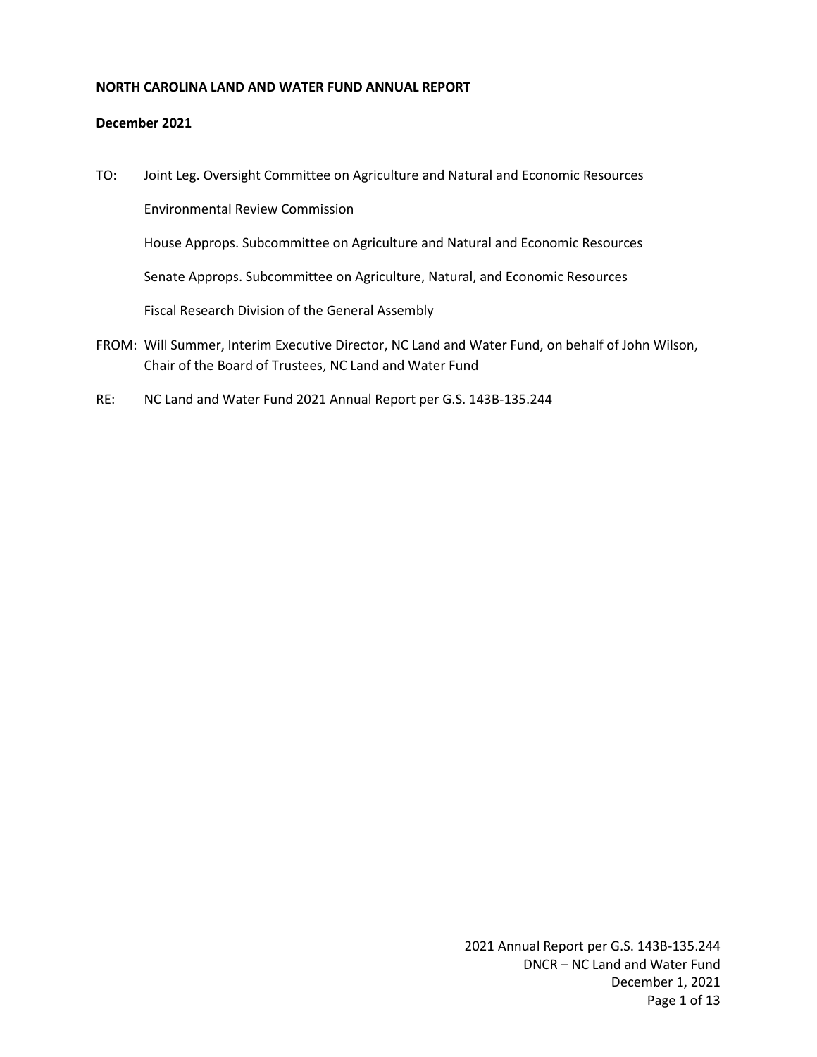**NORTH CAROLINA LAND AND WATER FUND ANNUAL REPORT**

**December 2021**

TO: Joint Leg. Oversight Committee on Agriculture and Natural and Economic Resources

Environmental Review Commission

House Approps. Subcommittee on Agriculture and Natural and Economic Resources

Senate Approps. Subcommittee on Agriculture, Natural, and Economic Resources

Fiscal Research Division of the General Assembly

FROM: Will Summer, Interim Executive Director, NC Land and Water Fund, on behalf of John Wilson, Chair of the Board of Trustees, NC Land and Water Fund

RE: NC Land and Water Fund 2021 Annual Report per G.S. 143B-135.244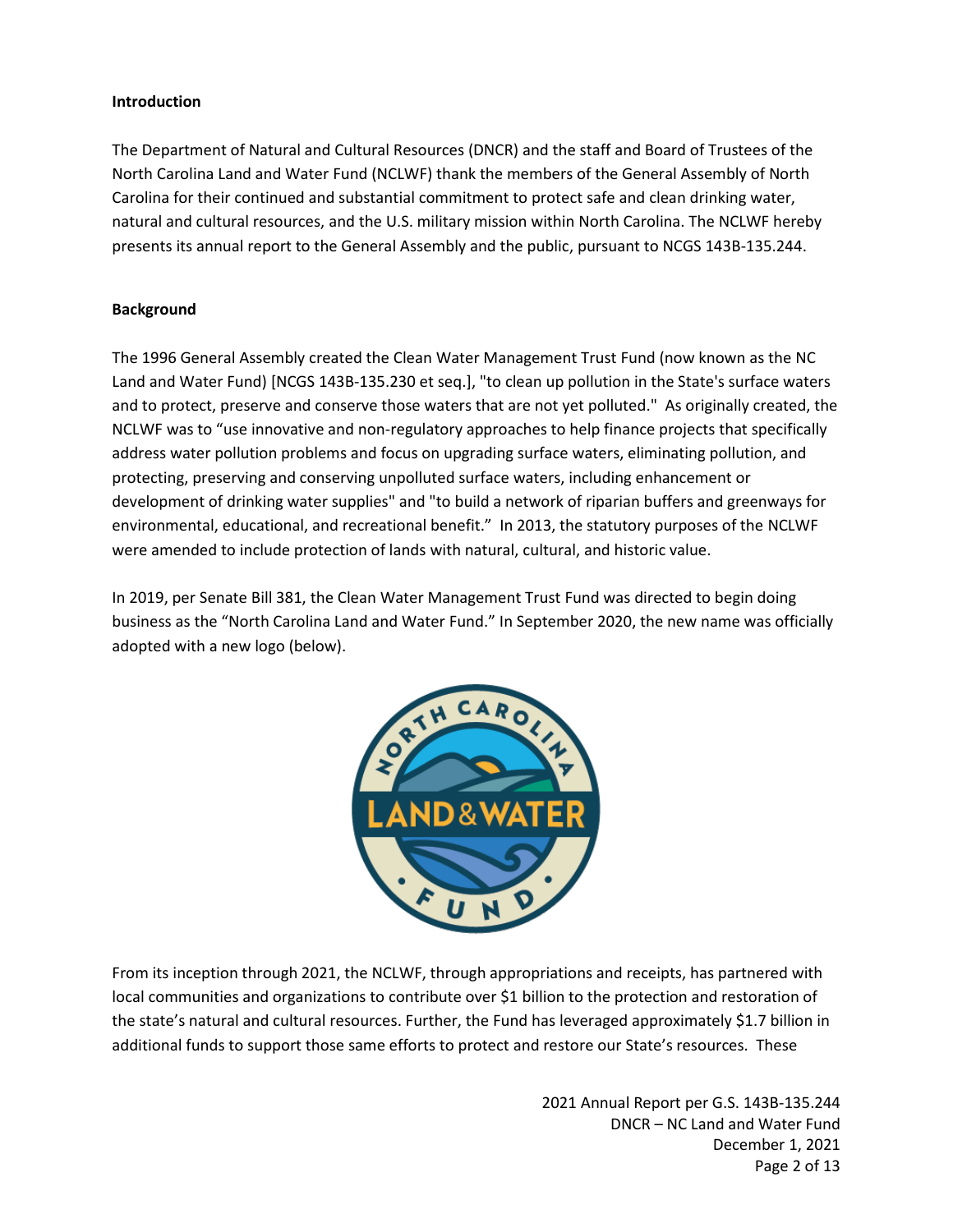**Introduction**

The Department of Natural and Cultural Resources (DNCR) and the staff and Board of Trustees of the North Carolina Land and Water Fund (NCLWF) thank the members of the General Assembly of North Carolina for their continued and substantial commitment to protect safe and clean drinking water, natural and cultural resources, and the U.S. military mission within North Carolina. The NCLWF hereby presents its annual report to the General Assembly and the public, pursuant to NCGS 143B-135.244.

**Background**

The 1996 General Assembly created the Clean Water Management Trust Fund (now known as the NC Land and Water Fund) [NCGS 143B-135.230 et seq.], "to clean up pollution in the State's surface waters and to protect, preserve and conserve those waters that are not yet polluted." As originally created, the NCLWF was to "use innovative and non-regulatory approaches to help finance projects that specifically address water pollution problems and focus on upgrading surface waters, eliminating pollution, and protecting, preserving and conserving unpolluted surface waters, including enhancement or development of drinking water supplies" and "to build a network of riparian buffers and greenways for environmental, educational, and recreational benefit." In 2013, the statutory purposes of the NCLWF were amended to include protection of lands with natural, cultural, and historic value.

In 2019, per Senate Bill 381, the Clean Water Management Trust Fund was directed to begin doing business as the "North Carolina Land and Water Fund." In September 2020, the new name was officially adopted with a new logo (below).

From its inception through 2021, the NCLWF, through appropriations and receipts, has partnered with local communities and organizations to contribute over $1 billion to the protection and restoration of the state's natural and cultural resources. Further, the Fund has leveraged approximately $1.7 billion in additional funds to support those same efforts to protect and restore our State's resources. These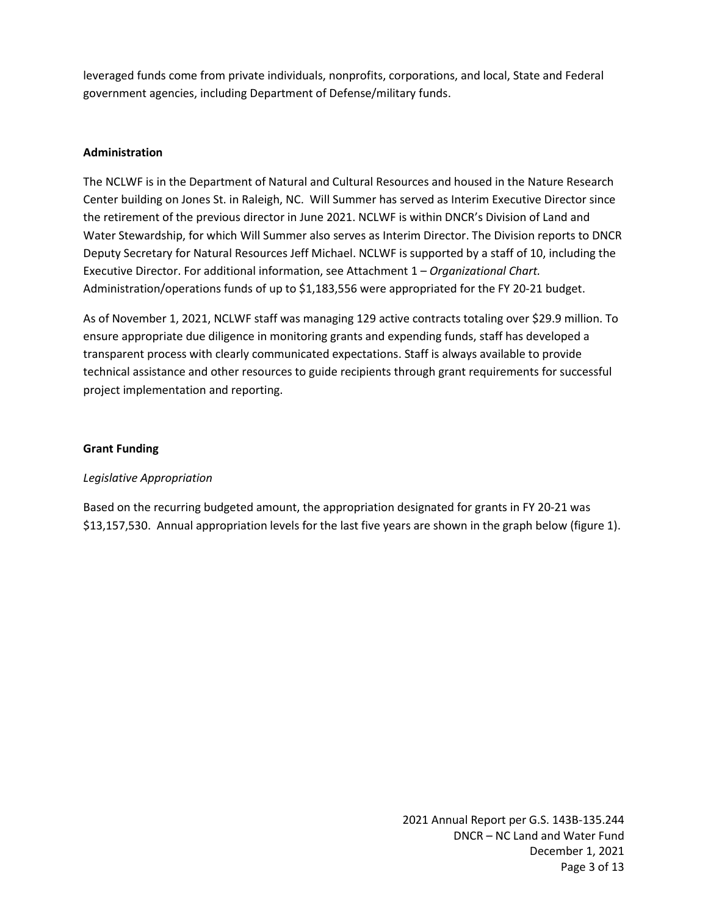leveraged funds come from private individuals, nonprofits, corporations, and local, State and Federal government agencies, including Department of Defense/military funds.

**Administration**

The NCLWF is in the Department of Natural and Cultural Resources and housed in the Nature Research Center building on Jones St. in Raleigh, NC. Will Summer has served as Interim Executive Director since the retirement of the previous director in June 2021. NCLWF is within DNCR's Division of Land and Water Stewardship, for which Will Summer also serves as Interim Director. The Division reports to DNCR Deputy Secretary for Natural Resources Jeff Michael. NCLWF is supported by a staff of 10, including the Executive Director. For additional information, see Attachment 1 – *Organizational Chart.* Administration/operations funds of up to $1,183,556 were appropriated for the FY 20-21 budget.

As of November 1, 2021, NCLWF staff was managing 129 active contracts totaling over $29.9 million. To ensure appropriate due diligence in monitoring grants and expending funds, staff has developed a transparent process with clearly communicated expectations. Staff is always available to provide technical assistance and other resources to guide recipients through grant requirements for successful project implementation and reporting.

**Grant Funding**

*Legislative Appropriation*

Based on the recurring budgeted amount, the appropriation designated for grants in FY 20-21 was $13,157,530. Annual appropriation levels for the last five years are shown in the graph below (figure 1).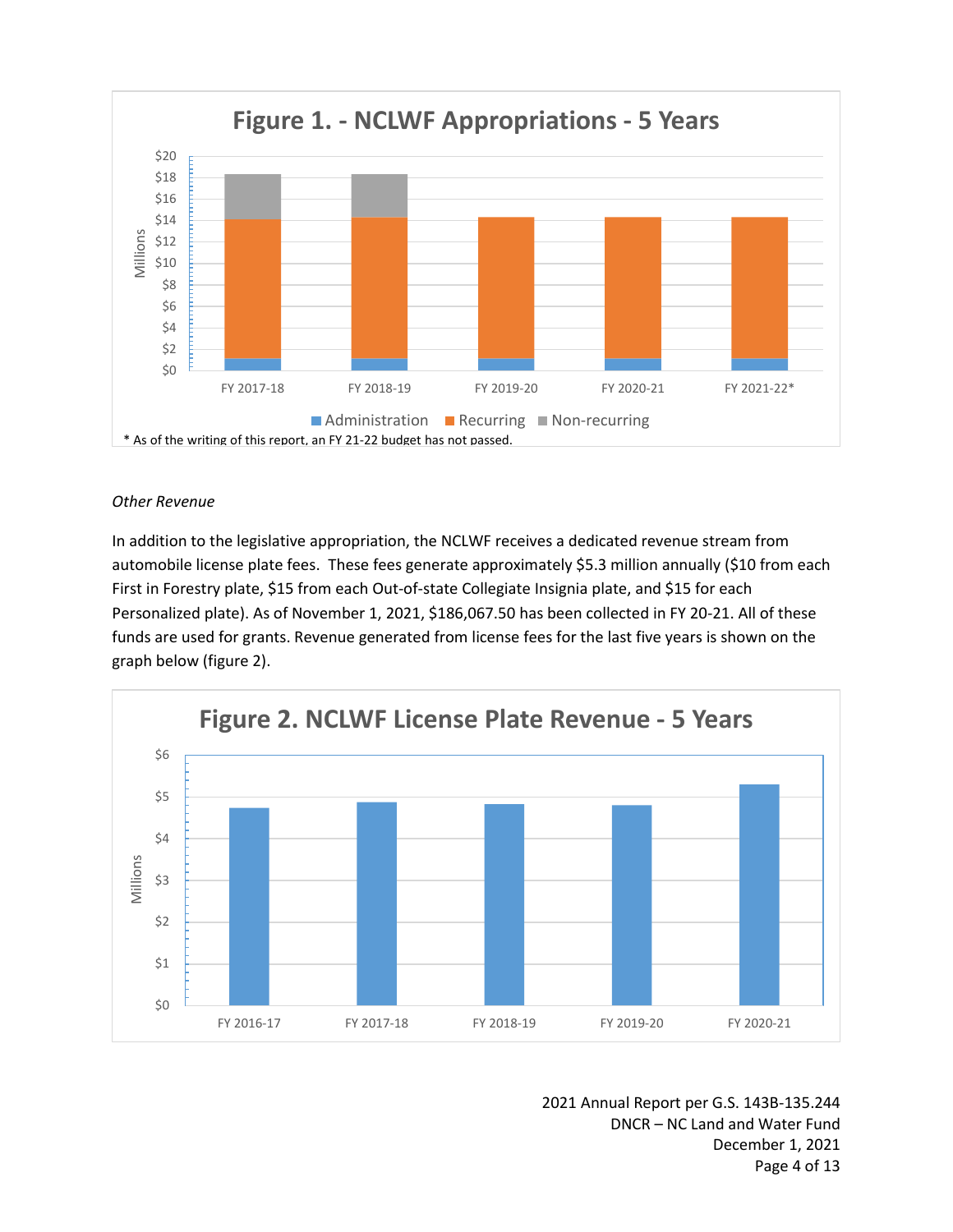**Figure 1. - NCLWF Appropriations - 5 Years**

Millions: $0, $2, $4, $6, $8, $10, $12, $14, $16, $18, $20

FY 2017-18, FY 2018-19, FY 2019-20, FY 2020-21, FY 2021-22*

Administration, Recurring, Non-recurring

\* As of the writing of this report, an FY 21-22 budget has not passed.

*Other Revenue*

In addition to the legislative appropriation, the NCLWF receives a dedicated revenue stream from automobile license plate fees. These fees generate approximately $5.3 million annually ($10 from each First in Forestry plate, $15 from each Out-of-state Collegiate Insignia plate, and $15 for each Personalized plate). As of November 1, 2021, $186,067.50 has been collected in FY 20-21. All of these funds are used for grants. Revenue generated from license fees for the last five years is shown on the graph below (figure 2).

**Figure 2. NCLWF License Plate Revenue - 5 Years**

Millions: $0, $1, $2, $3, $4, $5, $6

FY 2016-17, FY 2017-18, FY 2018-19, FY 2019-20, FY 2020-21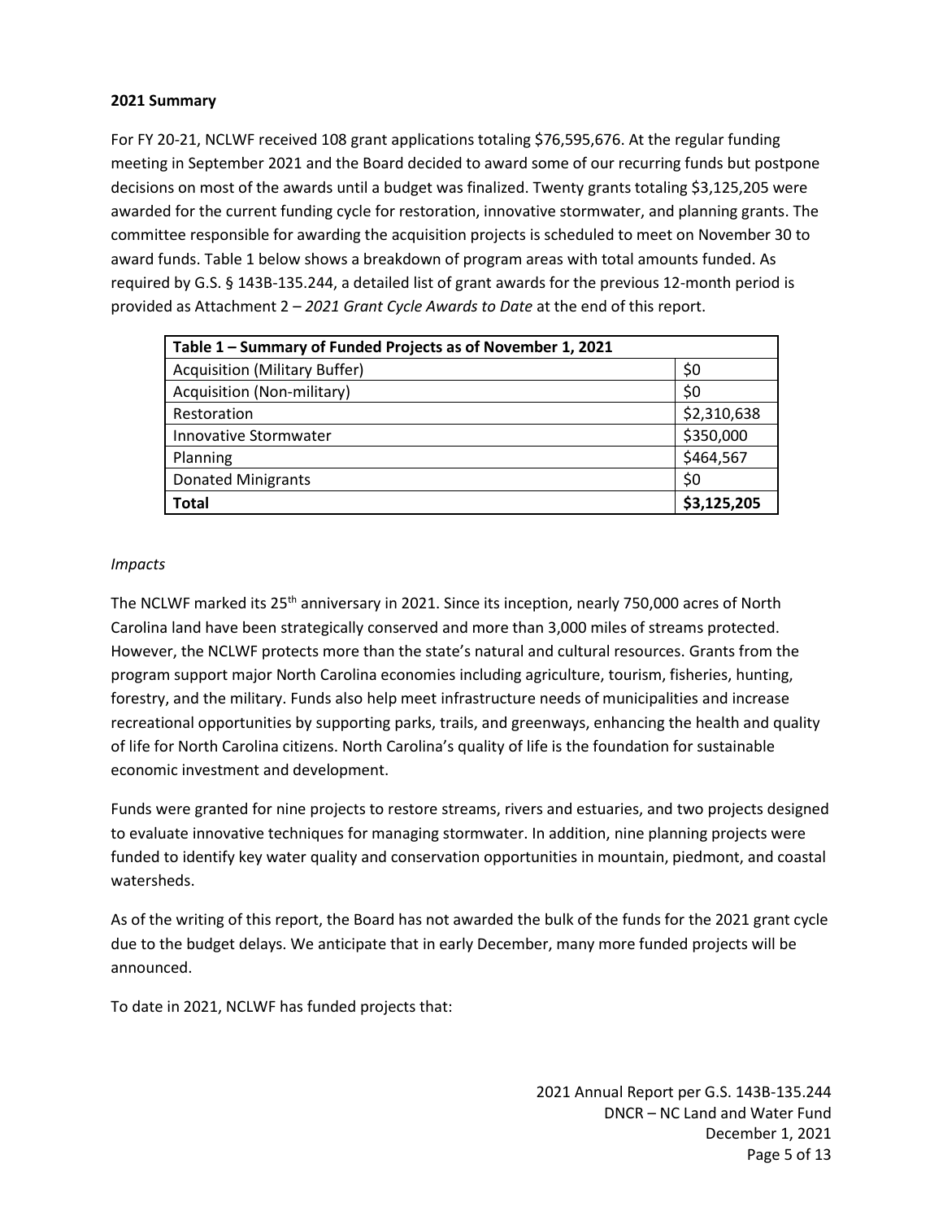**2021 Summary**

For FY 20-21, NCLWF received 108 grant applications totaling $76,595,676. At the regular funding meeting in September 2021 and the Board decided to award some of our recurring funds but postpone decisions on most of the awards until a budget was finalized. Twenty grants totaling $3,125,205 were awarded for the current funding cycle for restoration, innovative stormwater, and planning grants. The committee responsible for awarding the acquisition projects is scheduled to meet on November 30 to award funds. Table 1 below shows a breakdown of program areas with total amounts funded. As required by G.S. § 143B-135.244, a detailed list of grant awards for the previous 12-month period is provided as Attachment 2 – *2021 Grant Cycle Awards to Date* at the end of this report.

| Table 1 – Summary of Funded Projects as of November 1, 2021 | |
|---|---|
| Acquisition (Military Buffer) | $0 |
| Acquisition (Non-military) | $0 |
| Restoration | $2,310,638 |
| Innovative Stormwater | $350,000 |
| Planning | $464,567 |
| Donated Minigrants | $0 |
| **Total** | **$3,125,205** |

*Impacts*

The NCLWF marked its 25th anniversary in 2021. Since its inception, nearly 750,000 acres of North Carolina land have been strategically conserved and more than 3,000 miles of streams protected. However, the NCLWF protects more than the state's natural and cultural resources. Grants from the program support major North Carolina economies including agriculture, tourism, fisheries, hunting, forestry, and the military. Funds also help meet infrastructure needs of municipalities and increase recreational opportunities by supporting parks, trails, and greenways, enhancing the health and quality of life for North Carolina citizens. North Carolina's quality of life is the foundation for sustainable economic investment and development.

Funds were granted for nine projects to restore streams, rivers and estuaries, and two projects designed to evaluate innovative techniques for managing stormwater. In addition, nine planning projects were funded to identify key water quality and conservation opportunities in mountain, piedmont, and coastal watersheds.

As of the writing of this report, the Board has not awarded the bulk of the funds for the 2021 grant cycle due to the budget delays. We anticipate that in early December, many more funded projects will be announced.

To date in 2021, NCLWF has funded projects that: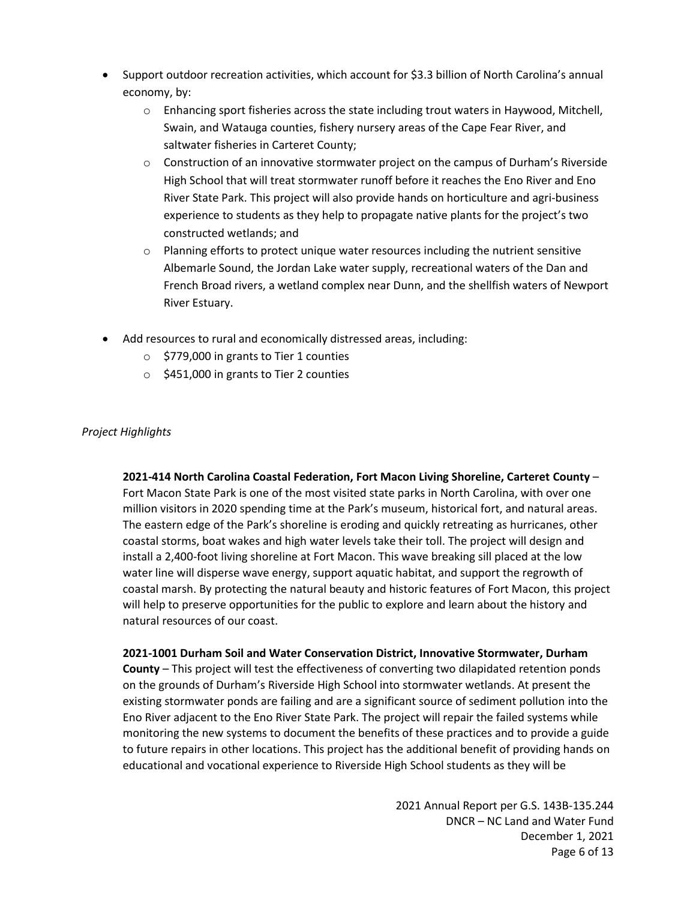- Support outdoor recreation activities, which account for $3.3 billion of North Carolina's annual economy, by:
  - Enhancing sport fisheries across the state including trout waters in Haywood, Mitchell, Swain, and Watauga counties, fishery nursery areas of the Cape Fear River, and saltwater fisheries in Carteret County;
  - Construction of an innovative stormwater project on the campus of Durham's Riverside High School that will treat stormwater runoff before it reaches the Eno River and Eno River State Park. This project will also provide hands on horticulture and agri-business experience to students as they help to propagate native plants for the project's two constructed wetlands; and
  - Planning efforts to protect unique water resources including the nutrient sensitive Albemarle Sound, the Jordan Lake water supply, recreational waters of the Dan and French Broad rivers, a wetland complex near Dunn, and the shellfish waters of Newport River Estuary.

- Add resources to rural and economically distressed areas, including:
  - $779,000 in grants to Tier 1 counties
  - $451,000 in grants to Tier 2 counties

*Project Highlights*

**2021-414 North Carolina Coastal Federation, Fort Macon Living Shoreline, Carteret County** – Fort Macon State Park is one of the most visited state parks in North Carolina, with over one million visitors in 2020 spending time at the Park's museum, historical fort, and natural areas. The eastern edge of the Park's shoreline is eroding and quickly retreating as hurricanes, other coastal storms, boat wakes and high water levels take their toll. The project will design and install a 2,400-foot living shoreline at Fort Macon. This wave breaking sill placed at the low water line will disperse wave energy, support aquatic habitat, and support the regrowth of coastal marsh. By protecting the natural beauty and historic features of Fort Macon, this project will help to preserve opportunities for the public to explore and learn about the history and natural resources of our coast.

**2021-1001 Durham Soil and Water Conservation District, Innovative Stormwater, Durham County** – This project will test the effectiveness of converting two dilapidated retention ponds on the grounds of Durham's Riverside High School into stormwater wetlands. At present the existing stormwater ponds are failing and are a significant source of sediment pollution into the Eno River adjacent to the Eno River State Park. The project will repair the failed systems while monitoring the new systems to document the benefits of these practices and to provide a guide to future repairs in other locations. This project has the additional benefit of providing hands on educational and vocational experience to Riverside High School students as they will be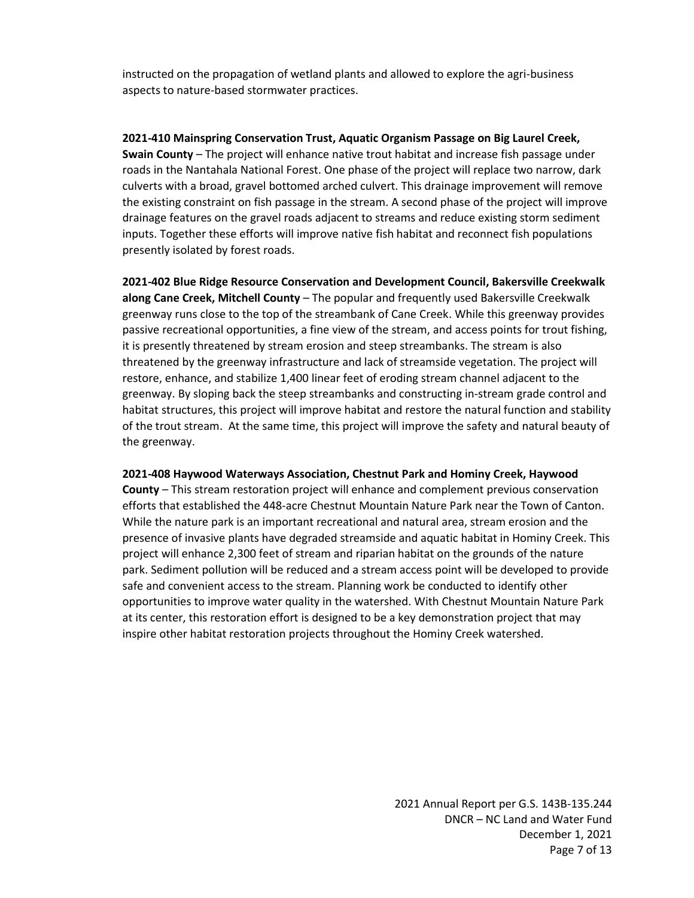instructed on the propagation of wetland plants and allowed to explore the agri-business aspects to nature-based stormwater practices.

**2021-410 Mainspring Conservation Trust, Aquatic Organism Passage on Big Laurel Creek, Swain County** – The project will enhance native trout habitat and increase fish passage under roads in the Nantahala National Forest. One phase of the project will replace two narrow, dark culverts with a broad, gravel bottomed arched culvert. This drainage improvement will remove the existing constraint on fish passage in the stream. A second phase of the project will improve drainage features on the gravel roads adjacent to streams and reduce existing storm sediment inputs. Together these efforts will improve native fish habitat and reconnect fish populations presently isolated by forest roads.

**2021-402 Blue Ridge Resource Conservation and Development Council, Bakersville Creekwalk along Cane Creek, Mitchell County** – The popular and frequently used Bakersville Creekwalk greenway runs close to the top of the streambank of Cane Creek. While this greenway provides passive recreational opportunities, a fine view of the stream, and access points for trout fishing, it is presently threatened by stream erosion and steep streambanks. The stream is also threatened by the greenway infrastructure and lack of streamside vegetation. The project will restore, enhance, and stabilize 1,400 linear feet of eroding stream channel adjacent to the greenway. By sloping back the steep streambanks and constructing in-stream grade control and habitat structures, this project will improve habitat and restore the natural function and stability of the trout stream. At the same time, this project will improve the safety and natural beauty of the greenway.

**2021-408 Haywood Waterways Association, Chestnut Park and Hominy Creek, Haywood County** – This stream restoration project will enhance and complement previous conservation efforts that established the 448-acre Chestnut Mountain Nature Park near the Town of Canton. While the nature park is an important recreational and natural area, stream erosion and the presence of invasive plants have degraded streamside and aquatic habitat in Hominy Creek. This project will enhance 2,300 feet of stream and riparian habitat on the grounds of the nature park. Sediment pollution will be reduced and a stream access point will be developed to provide safe and convenient access to the stream. Planning work be conducted to identify other opportunities to improve water quality in the watershed. With Chestnut Mountain Nature Park at its center, this restoration effort is designed to be a key demonstration project that may inspire other habitat restoration projects throughout the Hominy Creek watershed.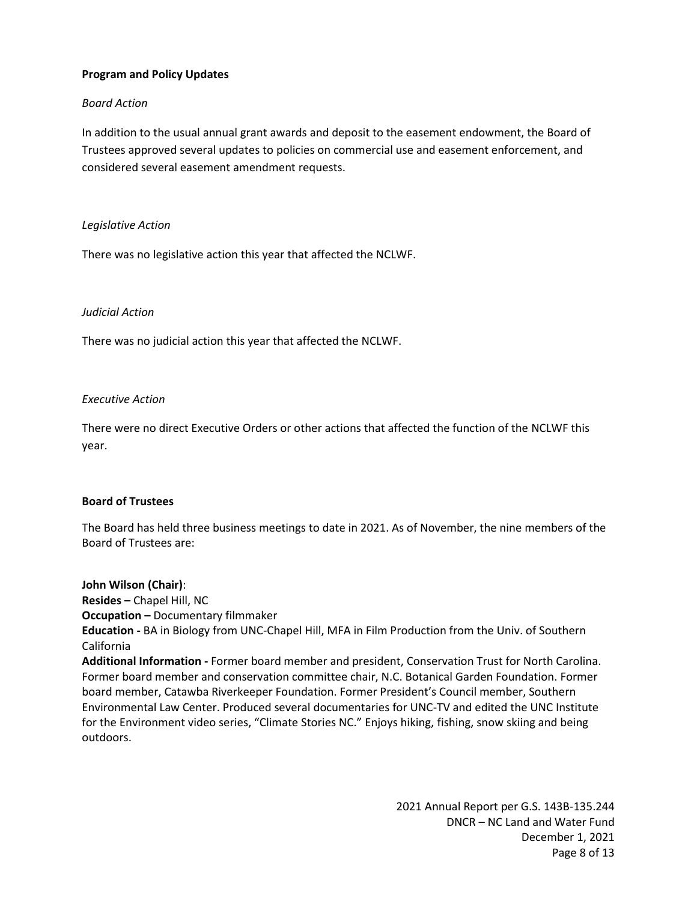## Program and Policy Updates

*Board Action*

In addition to the usual annual grant awards and deposit to the easement endowment, the Board of Trustees approved several updates to policies on commercial use and easement enforcement, and considered several easement amendment requests.

*Legislative Action*

There was no legislative action this year that affected the NCLWF.

*Judicial Action*

There was no judicial action this year that affected the NCLWF.

*Executive Action*

There were no direct Executive Orders or other actions that affected the function of the NCLWF this year.

## Board of Trustees

The Board has held three business meetings to date in 2021. As of November, the nine members of the Board of Trustees are:

**John Wilson (Chair)**:
**Resides –** Chapel Hill, NC
**Occupation –** Documentary filmmaker
**Education -** BA in Biology from UNC-Chapel Hill, MFA in Film Production from the Univ. of Southern California
**Additional Information -** Former board member and president, Conservation Trust for North Carolina. Former board member and conservation committee chair, N.C. Botanical Garden Foundation. Former board member, Catawba Riverkeeper Foundation. Former President's Council member, Southern Environmental Law Center. Produced several documentaries for UNC-TV and edited the UNC Institute for the Environment video series, "Climate Stories NC." Enjoys hiking, fishing, snow skiing and being outdoors.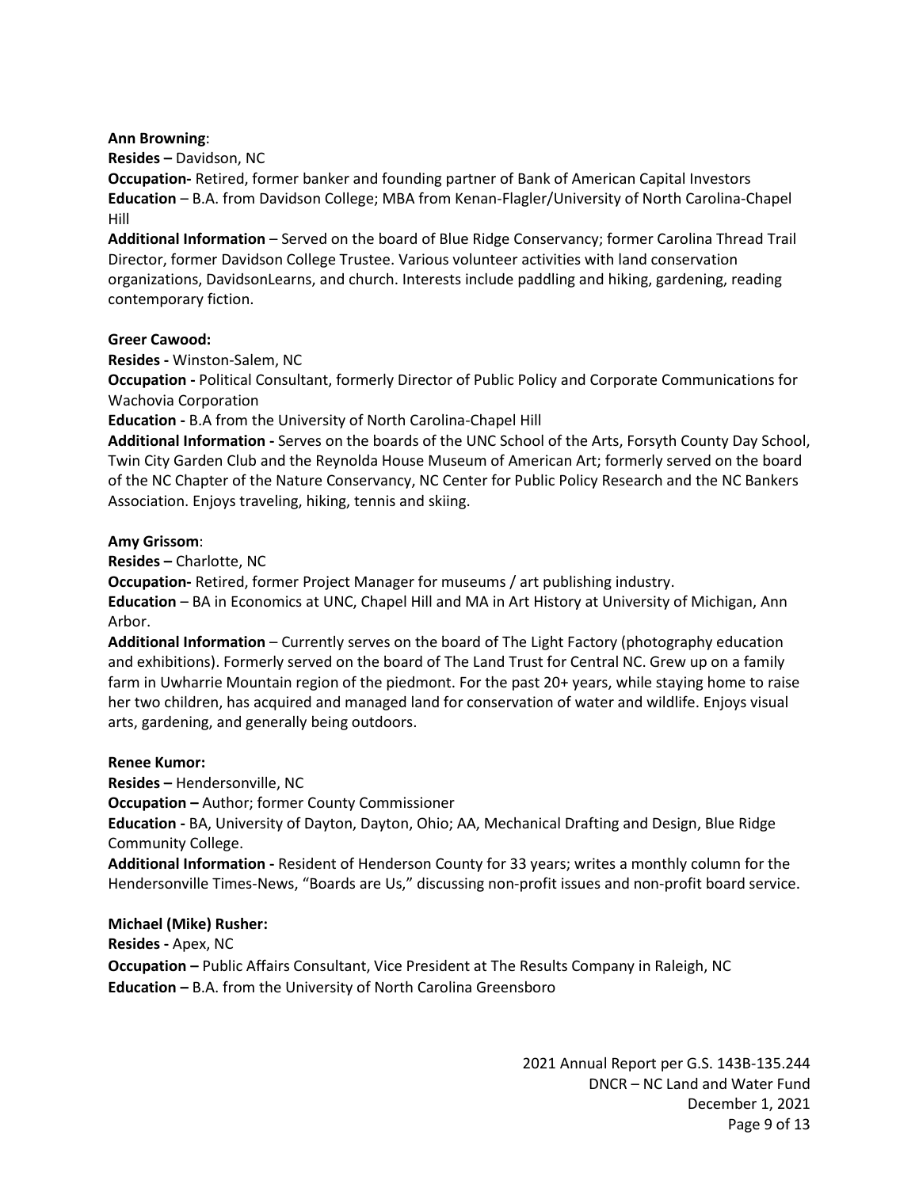**Ann Browning**:

**Resides –** Davidson, NC

**Occupation-** Retired, former banker and founding partner of Bank of American Capital Investors

**Education** – B.A. from Davidson College; MBA from Kenan-Flagler/University of North Carolina-Chapel Hill

**Additional Information** – Served on the board of Blue Ridge Conservancy; former Carolina Thread Trail Director, former Davidson College Trustee. Various volunteer activities with land conservation organizations, DavidsonLearns, and church. Interests include paddling and hiking, gardening, reading contemporary fiction.

**Greer Cawood:**

**Resides -** Winston-Salem, NC

**Occupation -** Political Consultant, formerly Director of Public Policy and Corporate Communications for Wachovia Corporation

**Education -** B.A from the University of North Carolina-Chapel Hill

**Additional Information -** Serves on the boards of the UNC School of the Arts, Forsyth County Day School, Twin City Garden Club and the Reynolda House Museum of American Art; formerly served on the board of the NC Chapter of the Nature Conservancy, NC Center for Public Policy Research and the NC Bankers Association. Enjoys traveling, hiking, tennis and skiing.

**Amy Grissom**:

**Resides –** Charlotte, NC

**Occupation-** Retired, former Project Manager for museums / art publishing industry.

**Education** – BA in Economics at UNC, Chapel Hill and MA in Art History at University of Michigan, Ann Arbor.

**Additional Information** – Currently serves on the board of The Light Factory (photography education and exhibitions). Formerly served on the board of The Land Trust for Central NC. Grew up on a family farm in Uwharrie Mountain region of the piedmont. For the past 20+ years, while staying home to raise her two children, has acquired and managed land for conservation of water and wildlife. Enjoys visual arts, gardening, and generally being outdoors.

**Renee Kumor:**

**Resides –** Hendersonville, NC

**Occupation –** Author; former County Commissioner

**Education -** BA, University of Dayton, Dayton, Ohio; AA, Mechanical Drafting and Design, Blue Ridge Community College.

**Additional Information -** Resident of Henderson County for 33 years; writes a monthly column for the Hendersonville Times-News, "Boards are Us," discussing non-profit issues and non-profit board service.

**Michael (Mike) Rusher:**

**Resides -** Apex, NC

**Occupation –** Public Affairs Consultant, Vice President at The Results Company in Raleigh, NC

**Education –** B.A. from the University of North Carolina Greensboro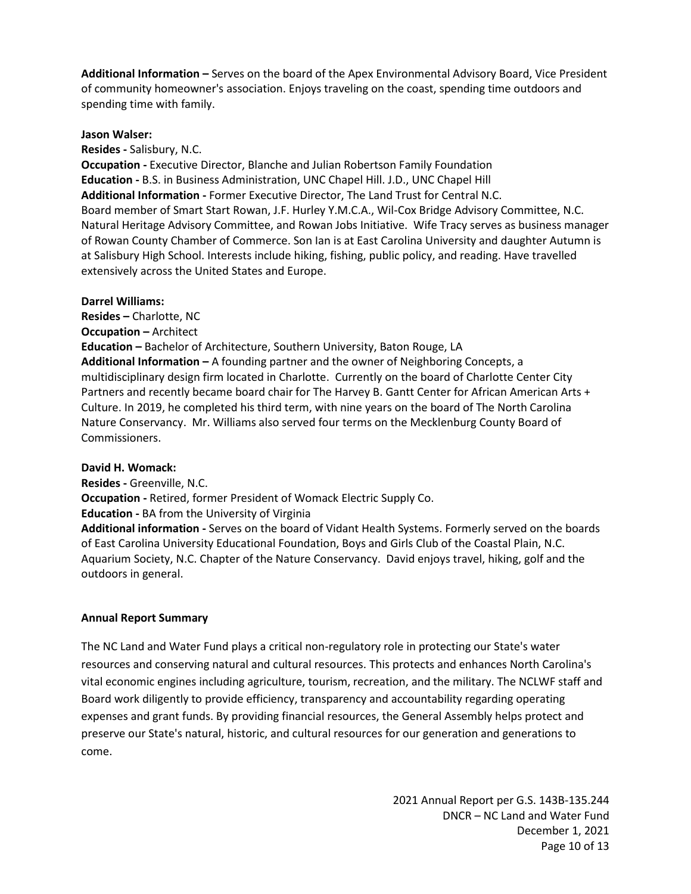**Additional Information –** Serves on the board of the Apex Environmental Advisory Board, Vice President of community homeowner's association. Enjoys traveling on the coast, spending time outdoors and spending time with family.

**Jason Walser:**
**Resides -** Salisbury, N.C.
**Occupation -** Executive Director, Blanche and Julian Robertson Family Foundation
**Education -** B.S. in Business Administration, UNC Chapel Hill. J.D., UNC Chapel Hill
**Additional Information -** Former Executive Director, The Land Trust for Central N.C.
Board member of Smart Start Rowan, J.F. Hurley Y.M.C.A., Wil-Cox Bridge Advisory Committee, N.C. Natural Heritage Advisory Committee, and Rowan Jobs Initiative. Wife Tracy serves as business manager of Rowan County Chamber of Commerce. Son Ian is at East Carolina University and daughter Autumn is at Salisbury High School. Interests include hiking, fishing, public policy, and reading. Have travelled extensively across the United States and Europe.

**Darrel Williams:**
**Resides –** Charlotte, NC
**Occupation –** Architect
**Education –** Bachelor of Architecture, Southern University, Baton Rouge, LA
**Additional Information –** A founding partner and the owner of Neighboring Concepts, a multidisciplinary design firm located in Charlotte. Currently on the board of Charlotte Center City Partners and recently became board chair for The Harvey B. Gantt Center for African American Arts + Culture. In 2019, he completed his third term, with nine years on the board of The North Carolina Nature Conservancy. Mr. Williams also served four terms on the Mecklenburg County Board of Commissioners.

**David H. Womack:**
**Resides -** Greenville, N.C.
**Occupation -** Retired, former President of Womack Electric Supply Co.
**Education -** BA from the University of Virginia
**Additional information -** Serves on the board of Vidant Health Systems. Formerly served on the boards of East Carolina University Educational Foundation, Boys and Girls Club of the Coastal Plain, N.C. Aquarium Society, N.C. Chapter of the Nature Conservancy. David enjoys travel, hiking, golf and the outdoors in general.

**Annual Report Summary**

The NC Land and Water Fund plays a critical non-regulatory role in protecting our State's water resources and conserving natural and cultural resources. This protects and enhances North Carolina's vital economic engines including agriculture, tourism, recreation, and the military. The NCLWF staff and Board work diligently to provide efficiency, transparency and accountability regarding operating expenses and grant funds. By providing financial resources, the General Assembly helps protect and preserve our State's natural, historic, and cultural resources for our generation and generations to come.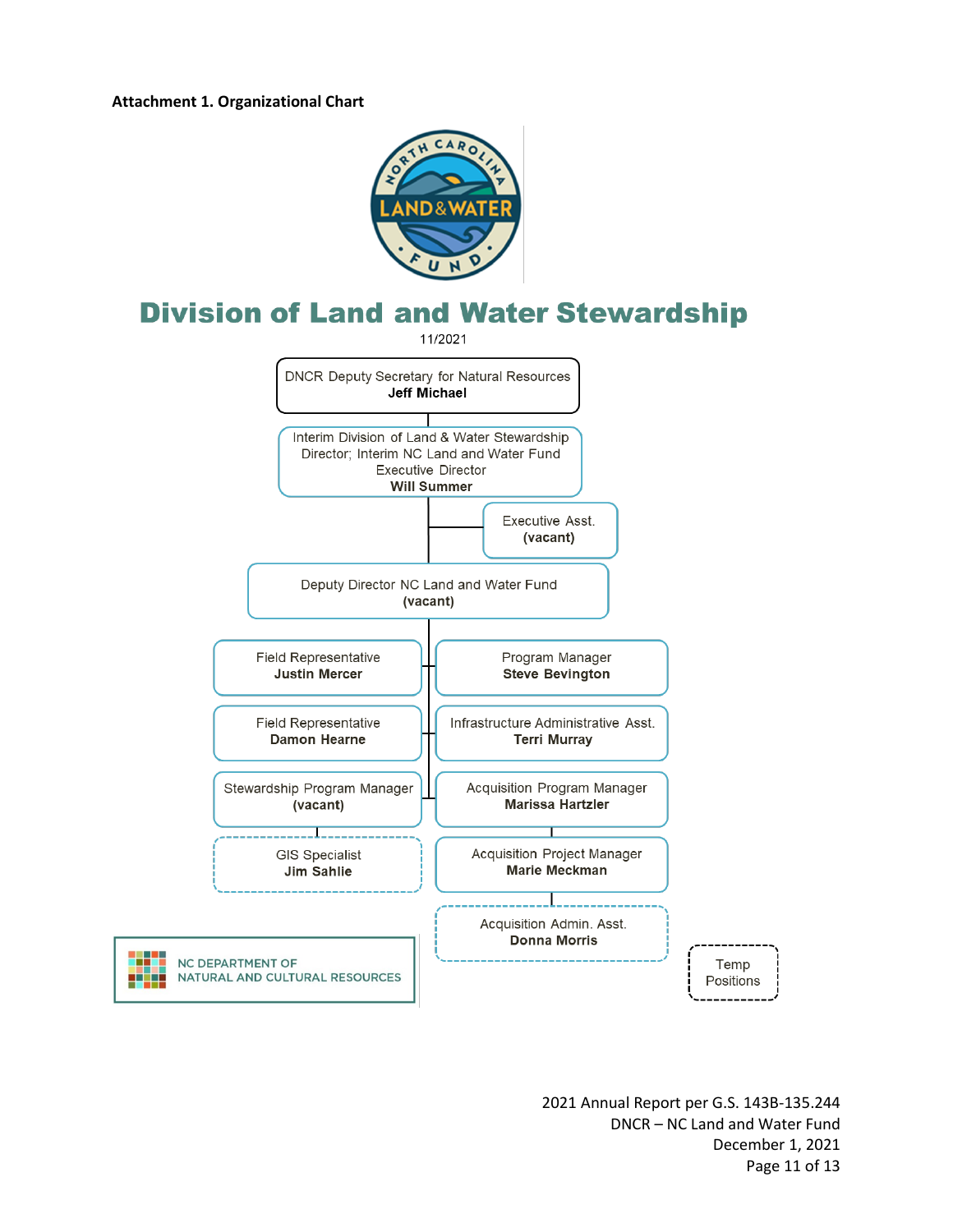**Attachment 1. Organizational Chart**

# Division of Land and Water Stewardship

11/2021

- DNCR Deputy Secretary for Natural Resources
  **Jeff Michael**
  - Interim Division of Land & Water Stewardship Director; Interim NC Land and Water Fund Executive Director
    **Will Summer**
    - Executive Asst.
      **(vacant)**
    - Deputy Director NC Land and Water Fund
      **(vacant)**
      - Field Representative
        **Justin Mercer**
      - Field Representative
        **Damon Hearne**
      - Stewardship Program Manager
        **(vacant)**
        - GIS Specialist
          **Jim Sahlie**
      - Program Manager
        **Steve Bevington**
      - Infrastructure Administrative Asst.
        **Terri Murray**
      - Acquisition Program Manager
        **Marissa Hartzler**
        - Acquisition Project Manager
          **Marie Meckman**
          - Acquisition Admin. Asst.
            **Donna Morris**

Temp Positions (dashed boxes): GIS Specialist, Acquisition Admin. Asst.

NC DEPARTMENT OF NATURAL AND CULTURAL RESOURCES

2021 Annual Report per G.S. 143B-135.244
DNCR – NC Land and Water Fund
December 1, 2021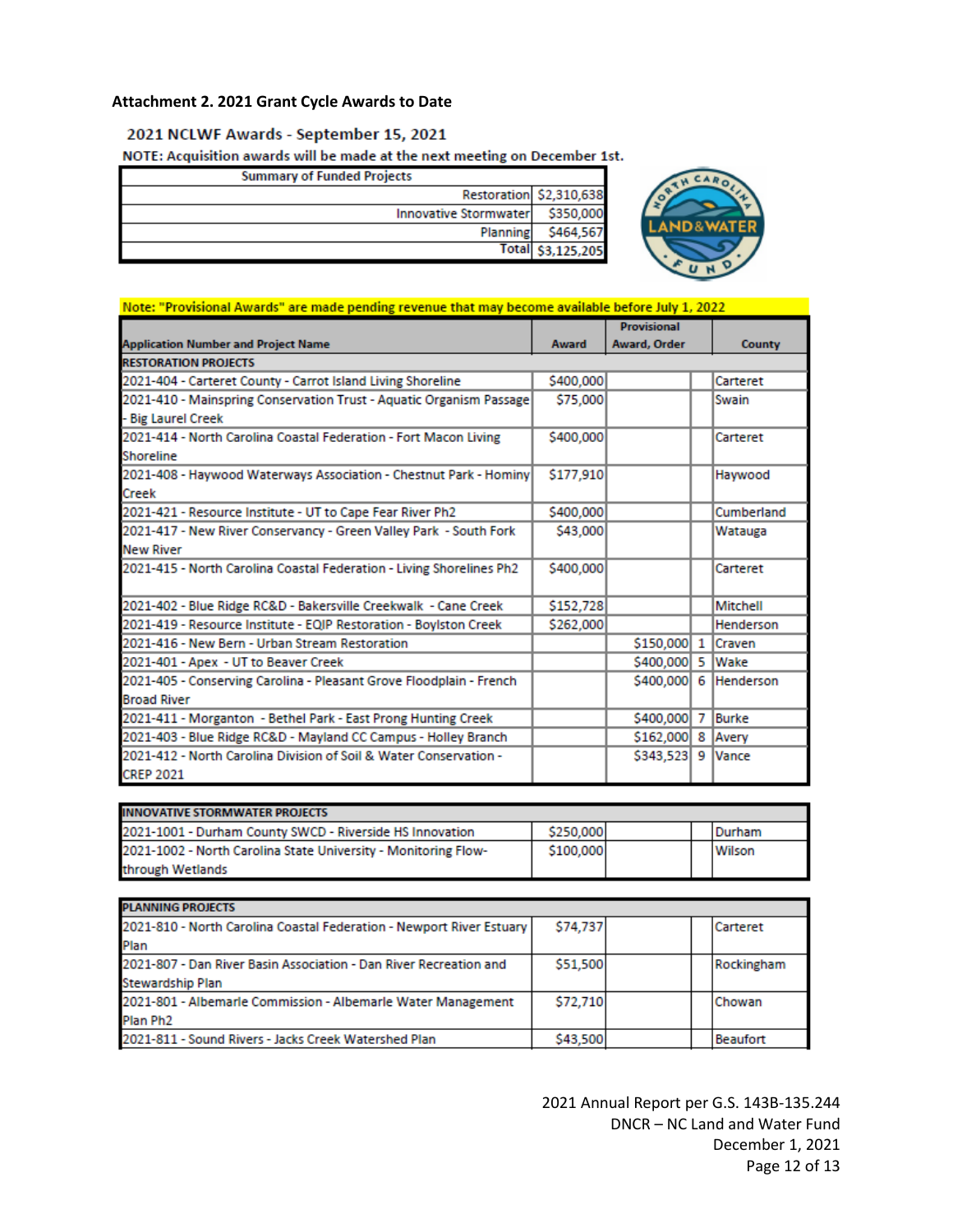**Attachment 2. 2021 Grant Cycle Awards to Date**

**2021 NCLWF Awards - September 15, 2021**

**NOTE: Acquisition awards will be made at the next meeting on December 1st.**

| Summary of Funded Projects | |
|---|---|
| Restoration | $2,310,638 |
| Innovative Stormwater | $350,000 |
| Planning | $464,567 |
| Total | $3,125,205 |

**Note: "Provisional Awards" are made pending revenue that may become available before July 1, 2022**

| Application Number and Project Name | Award | Provisional Award, Order | | County |
|---|---|---|---|---|
| **RESTORATION PROJECTS** | | | | |
| 2021-404 - Carteret County - Carrot Island Living Shoreline | $400,000 | | | Carteret |
| 2021-410 - Mainspring Conservation Trust - Aquatic Organism Passage - Big Laurel Creek | $75,000 | | | Swain |
| 2021-414 - North Carolina Coastal Federation - Fort Macon Living Shoreline | $400,000 | | | Carteret |
| 2021-408 - Haywood Waterways Association - Chestnut Park - Hominy Creek | $177,910 | | | Haywood |
| 2021-421 - Resource Institute - UT to Cape Fear River Ph2 | $400,000 | | | Cumberland |
| 2021-417 - New River Conservancy - Green Valley Park - South Fork New River | $43,000 | | | Watauga |
| 2021-415 - North Carolina Coastal Federation - Living Shorelines Ph2 | $400,000 | | | Carteret |
| 2021-402 - Blue Ridge RC&D - Bakersville Creekwalk - Cane Creek | $152,728 | | | Mitchell |
| 2021-419 - Resource Institute - EQIP Restoration - Boylston Creek | $262,000 | | | Henderson |
| 2021-416 - New Bern - Urban Stream Restoration | | $150,000 | 1 | Craven |
| 2021-401 - Apex - UT to Beaver Creek | | $400,000 | 5 | Wake |
| 2021-405 - Conserving Carolina - Pleasant Grove Floodplain - French Broad River | | $400,000 | 6 | Henderson |
| 2021-411 - Morganton - Bethel Park - East Prong Hunting Creek | | $400,000 | 7 | Burke |
| 2021-403 - Blue Ridge RC&D - Mayland CC Campus - Holley Branch | | $162,000 | 8 | Avery |
| 2021-412 - North Carolina Division of Soil & Water Conservation - CREP 2021 | | $343,523 | 9 | Vance |
| **INNOVATIVE STORMWATER PROJECTS** | | | | |
| 2021-1001 - Durham County SWCD - Riverside HS Innovation | $250,000 | | | Durham |
| 2021-1002 - North Carolina State University - Monitoring Flow-through Wetlands | $100,000 | | | Wilson |
| **PLANNING PROJECTS** | | | | |
| 2021-810 - North Carolina Coastal Federation - Newport River Estuary Plan | $74,737 | | | Carteret |
| 2021-807 - Dan River Basin Association - Dan River Recreation and Stewardship Plan | $51,500 | | | Rockingham |
| 2021-801 - Albemarle Commission - Albemarle Water Management Plan Ph2 | $72,710 | | | Chowan |
| 2021-811 - Sound Rivers - Jacks Creek Watershed Plan | $43,500 | | | Beaufort |

2021 Annual Report per G.S. 143B-135.244
DNCR – NC Land and Water Fund
December 1, 2021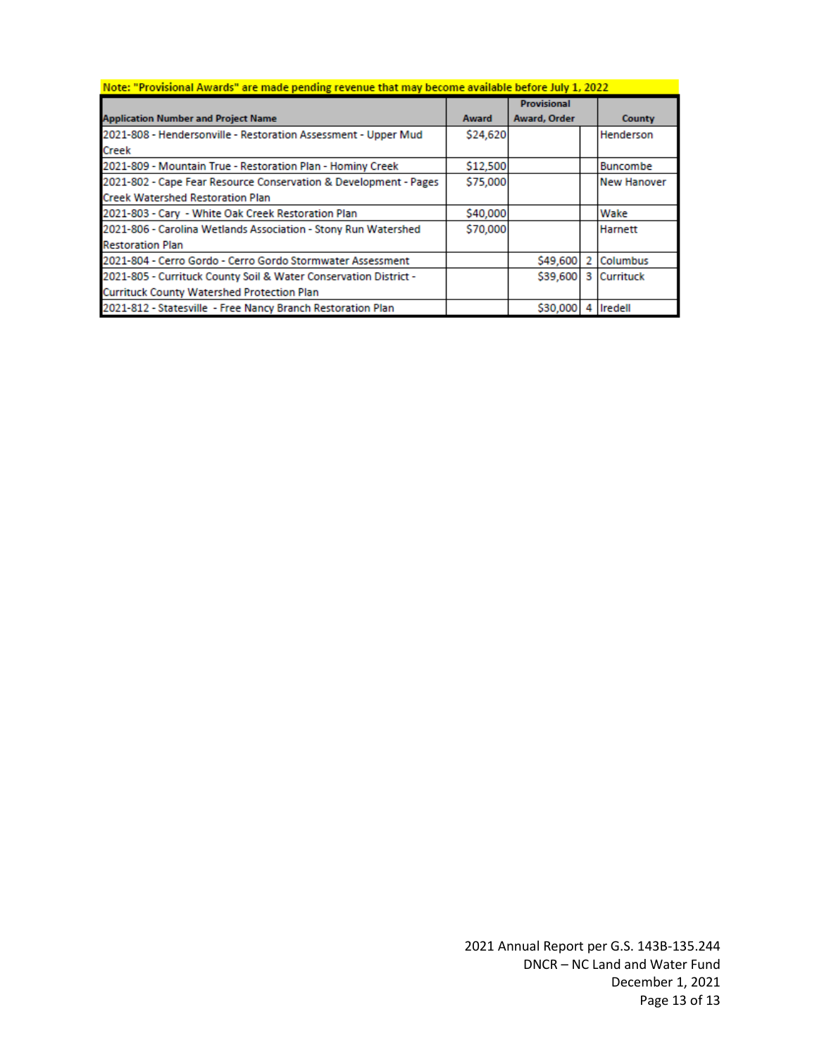Note: "Provisional Awards" are made pending revenue that may become available before July 1, 2022

| Application Number and Project Name | Award | Provisional Award, Order | | County |
| --- | --- | --- | --- | --- |
| 2021-808 - Hendersonville - Restoration Assessment - Upper Mud Creek | $24,620 | | | Henderson |
| 2021-809 - Mountain True - Restoration Plan - Hominy Creek | $12,500 | | | Buncombe |
| 2021-802 - Cape Fear Resource Conservation & Development - Pages Creek Watershed Restoration Plan | $75,000 | | | New Hanover |
| 2021-803 - Cary - White Oak Creek Restoration Plan | $40,000 | | | Wake |
| 2021-806 - Carolina Wetlands Association - Stony Run Watershed Restoration Plan | $70,000 | | | Harnett |
| 2021-804 - Cerro Gordo - Cerro Gordo Stormwater Assessment | | $49,600 | 2 | Columbus |
| 2021-805 - Currituck County Soil & Water Conservation District - Currituck County Watershed Protection Plan | | $39,600 | 3 | Currituck |
| 2021-812 - Statesville - Free Nancy Branch Restoration Plan | | $30,000 | 4 | Iredell |

2021 Annual Report per G.S. 143B-135.244
DNCR – NC Land and Water Fund
December 1, 2021